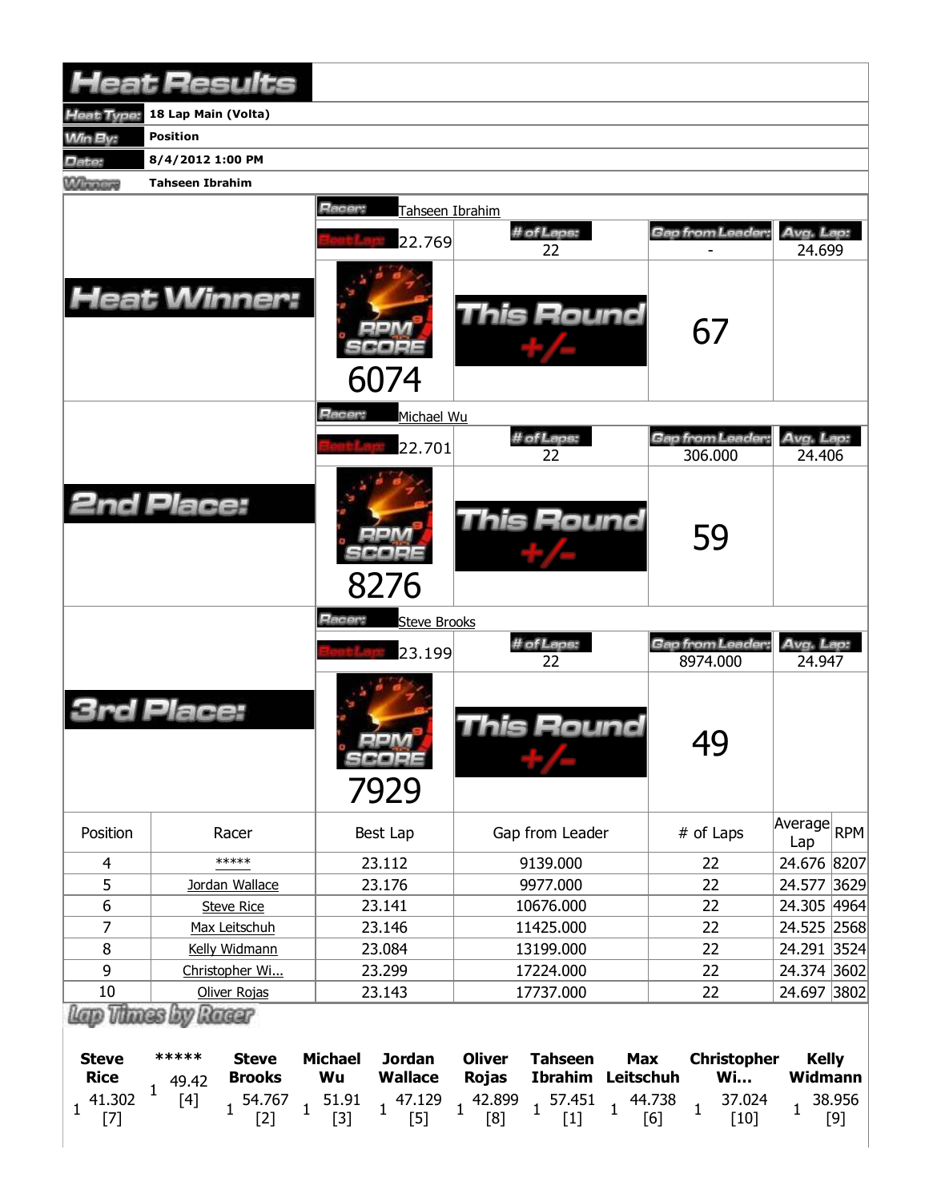# Heat Results

| | |
|---|---|
| **Heat Type:** | 18 Lap Main (Volta) |
| **Win By:** | Position |
| **Date:** | 8/4/2012 1:00 PM |
| **Winner:** | Tahseen Ibrahim |

## Heat Winner:

**Racer:** Tahseen Ibrahim

| Best Lap | # of Laps | Gap from Leader | Avg. Lap |
|---|---|---|---|
| 22.769 | 22 | - | 24.699 |

RPM SCORE: 6074

This Round +/-: 67

## 2nd Place:

**Racer:** Michael Wu

| Best Lap | # of Laps | Gap from Leader | Avg. Lap |
|---|---|---|---|
| 22.701 | 22 | 306.000 | 24.406 |

RPM SCORE: 8276

This Round +/-: 59

## 3rd Place:

**Racer:** Steve Brooks

| Best Lap | # of Laps | Gap from Leader | Avg. Lap |
|---|---|---|---|
| 23.199 | 22 | 8974.000 | 24.947 |

RPM SCORE: 7929

This Round +/-: 49

| Position | Racer | Best Lap | Gap from Leader | # of Laps | Average Lap | RPM |
|---|---|---|---|---|---|---|
| 4 | ***** | 23.112 | 9139.000 | 22 | 24.676 | 8207 |
| 5 | Jordan Wallace | 23.176 | 9977.000 | 22 | 24.577 | 3629 |
| 6 | Steve Rice | 23.141 | 10676.000 | 22 | 24.305 | 4964 |
| 7 | Max Leitschuh | 23.146 | 11425.000 | 22 | 24.525 | 2568 |
| 8 | Kelly Widmann | 23.084 | 13199.000 | 22 | 24.291 | 3524 |
| 9 | Christopher Wi... | 23.299 | 17224.000 | 22 | 24.374 | 3602 |
| 10 | Oliver Rojas | 23.143 | 17737.000 | 22 | 24.697 | 3802 |

## Lap Times by Racer

| | Steve Rice | ***** | Steve Brooks | Michael Wu | Jordan Wallace | Oliver Rojas | Tahseen Ibrahim | Max Leitschuh | Christopher Wi... | Kelly Widmann |
|---|---|---|---|---|---|---|---|---|---|---|
| 1 | 41.302 [7] | 49.42 [4] | 54.767 [2] | 51.91 [3] | 47.129 [5] | 42.899 [8] | 57.451 [1] | 44.738 [6] | 37.024 [10] | 38.956 [9] |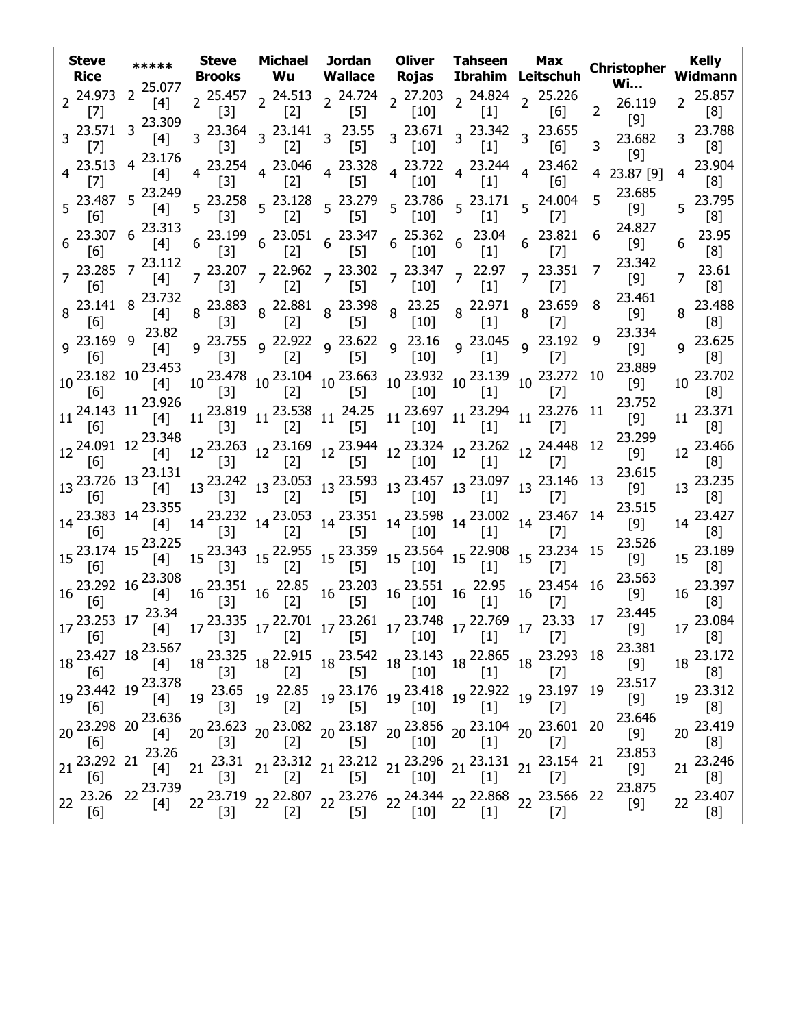| Steve Rice | ***** | Steve Brooks | Michael Wu | Jordan Wallace | Oliver Rojas | Tahseen Ibrahim | Max Leitschuh | Christopher Wi... | Kelly Widmann |
|---|---|---|---|---|---|---|---|---|---|
| 2 24.973 [7] | 2 25.077 [4] | 2 25.457 [3] | 2 24.513 [2] | 2 24.724 [5] | 2 27.203 [10] | 2 24.824 [1] | 2 25.226 [6] | 2 26.119 [9] | 2 25.857 [8] |
| 3 23.571 [7] | 3 23.309 [4] | 3 23.364 [3] | 3 23.141 [2] | 3 23.55 [5] | 3 23.671 [10] | 3 23.342 [1] | 3 23.655 [6] | 3 23.682 [9] | 3 23.788 [8] |
| 4 23.513 [7] | 4 23.176 [4] | 4 23.254 [3] | 4 23.046 [2] | 4 23.328 [5] | 4 23.722 [10] | 4 23.244 [1] | 4 23.462 [6] | 4 23.87 [9] | 4 23.904 [8] |
| 5 23.487 [6] | 5 23.249 [4] | 5 23.258 [3] | 5 23.128 [2] | 5 23.279 [5] | 5 23.786 [10] | 5 23.171 [1] | 5 24.004 [7] | 5 23.685 [9] | 5 23.795 [8] |
| 6 23.307 [6] | 6 23.313 [4] | 6 23.199 [3] | 6 23.051 [2] | 6 23.347 [5] | 6 25.362 [10] | 6 23.04 [1] | 6 23.821 [7] | 6 24.827 [9] | 6 23.95 [8] |
| 7 23.285 [6] | 7 23.112 [4] | 7 23.207 [3] | 7 22.962 [2] | 7 23.302 [5] | 7 23.347 [10] | 7 22.97 [1] | 7 23.351 [7] | 7 23.342 [9] | 7 23.61 [8] |
| 8 23.141 [6] | 8 23.732 [4] | 8 23.883 [3] | 8 22.881 [2] | 8 23.398 [5] | 8 23.25 [10] | 8 22.971 [1] | 8 23.659 [7] | 8 23.461 [9] | 8 23.488 [8] |
| 9 23.169 [6] | 9 23.82 [4] | 9 23.755 [3] | 9 22.922 [2] | 9 23.622 [5] | 9 23.16 [10] | 9 23.045 [1] | 9 23.192 [7] | 9 23.334 [9] | 9 23.625 [8] |
| 10 23.182 [6] | 10 23.453 [4] | 10 23.478 [3] | 10 23.104 [2] | 10 23.663 [5] | 10 23.932 [10] | 10 23.139 [1] | 10 23.272 [7] | 10 23.889 [9] | 10 23.702 [8] |
| 11 24.143 [6] | 11 23.926 [4] | 11 23.819 [3] | 11 23.538 [2] | 11 24.25 [5] | 11 23.697 [10] | 11 23.294 [1] | 11 23.276 [7] | 11 23.752 [9] | 11 23.371 [8] |
| 12 24.091 [6] | 12 23.348 [4] | 12 23.263 [3] | 12 23.169 [2] | 12 23.944 [5] | 12 23.324 [10] | 12 23.262 [1] | 12 24.448 [7] | 12 23.299 [9] | 12 23.466 [8] |
| 13 23.726 [6] | 13 23.131 [4] | 13 23.242 [3] | 13 23.053 [2] | 13 23.593 [5] | 13 23.457 [10] | 13 23.097 [1] | 13 23.146 [7] | 13 23.615 [9] | 13 23.235 [8] |
| 14 23.383 [6] | 14 23.355 [4] | 14 23.232 [3] | 14 23.053 [2] | 14 23.351 [5] | 14 23.598 [10] | 14 23.002 [1] | 14 23.467 [7] | 14 23.515 [9] | 14 23.427 [8] |
| 15 23.174 [6] | 15 23.225 [4] | 15 23.343 [3] | 15 22.955 [2] | 15 23.359 [5] | 15 23.564 [10] | 15 22.908 [1] | 15 23.234 [7] | 15 23.526 [9] | 15 23.189 [8] |
| 16 23.292 [6] | 16 23.308 [4] | 16 23.351 [3] | 16 22.85 [2] | 16 23.203 [5] | 16 23.551 [10] | 16 22.95 [1] | 16 23.454 [7] | 16 23.563 [9] | 16 23.397 [8] |
| 17 23.253 [6] | 17 23.34 [4] | 17 23.335 [3] | 17 22.701 [2] | 17 23.261 [5] | 17 23.748 [10] | 17 22.769 [1] | 17 23.33 [7] | 17 23.445 [9] | 17 23.084 [8] |
| 18 23.427 [6] | 18 23.567 [4] | 18 23.325 [3] | 18 22.915 [2] | 18 23.542 [5] | 18 23.143 [10] | 18 22.865 [1] | 18 23.293 [7] | 18 23.381 [9] | 18 23.172 [8] |
| 19 23.442 [6] | 19 23.378 [4] | 19 23.65 [3] | 19 22.85 [2] | 19 23.176 [5] | 19 23.418 [10] | 19 22.922 [1] | 19 23.197 [7] | 19 23.517 [9] | 19 23.312 [8] |
| 20 23.298 [6] | 20 23.636 [4] | 20 23.623 [3] | 20 23.082 [2] | 20 23.187 [5] | 20 23.856 [10] | 20 23.104 [1] | 20 23.601 [7] | 20 23.646 [9] | 20 23.419 [8] |
| 21 23.292 [6] | 21 23.26 [4] | 21 23.31 [3] | 21 23.312 [2] | 21 23.212 [5] | 21 23.296 [10] | 21 23.131 [1] | 21 23.154 [7] | 21 23.853 [9] | 21 23.246 [8] |
| 22 23.26 [6] | 22 23.739 [4] | 22 23.719 [3] | 22 22.807 [2] | 22 23.276 [5] | 22 24.344 [10] | 22 22.868 [1] | 22 23.566 [7] | 22 23.875 [9] | 22 23.407 [8] |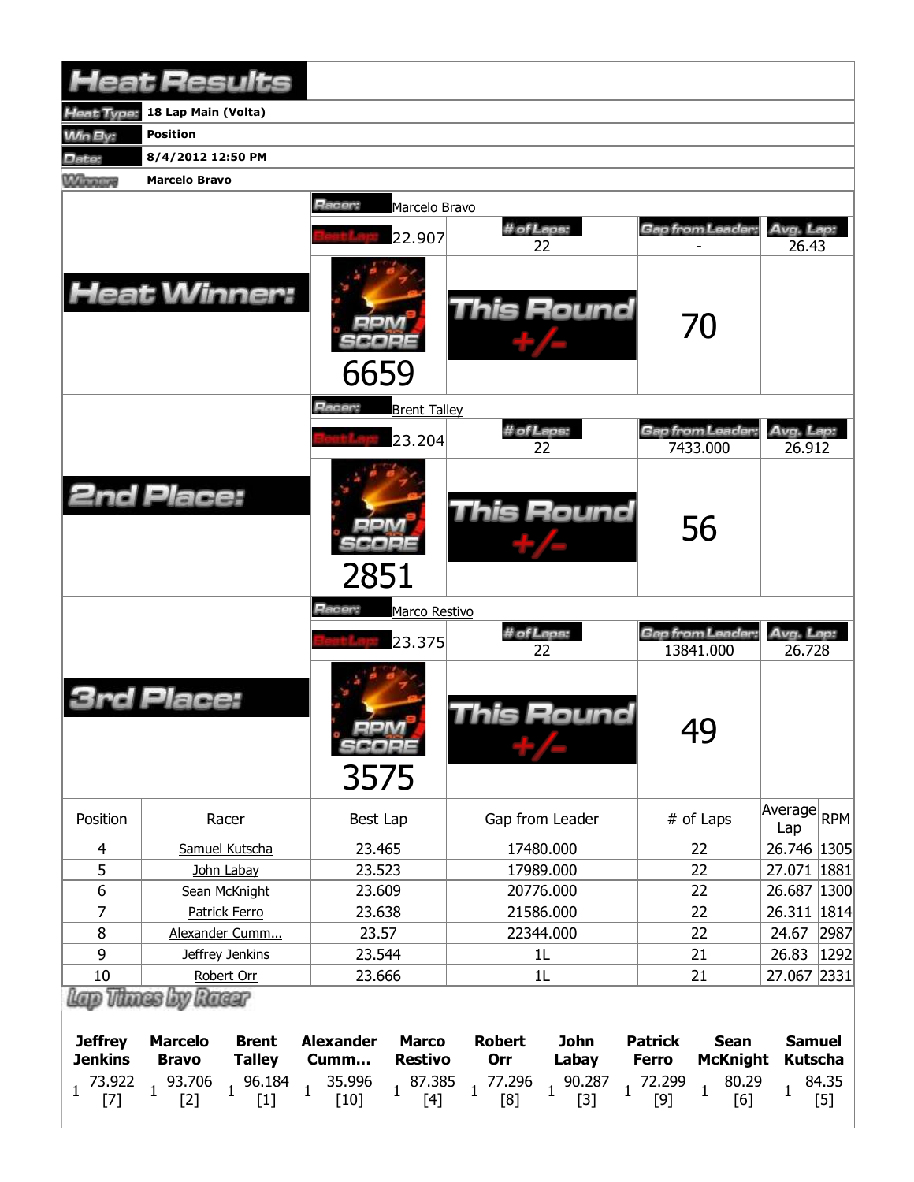# Heat Results

**Heat Type:** 18 Lap Main (Volta)

**Win By:** Position

**Date:** 8/4/2012 12:50 PM

**Winner:** Marcelo Bravo

## Heat Winner:

**Racer:** Marcelo Bravo

| Best Lap | # of Laps | Gap from Leader | Avg. Lap |
|---|---|---|---|
| 22.907 | 22 | - | 26.43 |

RPM SCORE: 6659

This Round +/-: 70

## 2nd Place:

**Racer:** Brent Talley

| Best Lap | # of Laps | Gap from Leader | Avg. Lap |
|---|---|---|---|
| 23.204 | 22 | 7433.000 | 26.912 |

RPM SCORE: 2851

This Round +/-: 56

## 3rd Place:

**Racer:** Marco Restivo

| Best Lap | # of Laps | Gap from Leader | Avg. Lap |
|---|---|---|---|
| 23.375 | 22 | 13841.000 | 26.728 |

RPM SCORE: 3575

This Round +/-: 49

| Position | Racer | Best Lap | Gap from Leader | # of Laps | Average Lap | RPM |
|---|---|---|---|---|---|---|
| 4 | Samuel Kutscha | 23.465 | 17480.000 | 22 | 26.746 | 1305 |
| 5 | John Labay | 23.523 | 17989.000 | 22 | 27.071 | 1881 |
| 6 | Sean McKnight | 23.609 | 20776.000 | 22 | 26.687 | 1300 |
| 7 | Patrick Ferro | 23.638 | 21586.000 | 22 | 26.311 | 1814 |
| 8 | Alexander Cumm... | 23.57 | 22344.000 | 22 | 24.67 | 2987 |
| 9 | Jeffrey Jenkins | 23.544 | 1L | 21 | 26.83 | 1292 |
| 10 | Robert Orr | 23.666 | 1L | 21 | 27.067 | 2331 |

## Lap Times by Racer

| Jeffrey Jenkins | Marcelo Bravo | Brent Talley | Alexander Cumm... | Marco Restivo | Robert Orr | John Labay | Patrick Ferro | Sean McKnight | Samuel Kutscha |
|---|---|---|---|---|---|---|---|---|---|
| 1 73.922 [7] | 1 93.706 [2] | 1 96.184 [1] | 1 35.996 [10] | 1 87.385 [4] | 1 77.296 [8] | 1 90.287 [3] | 1 72.299 [9] | 1 80.29 [6] | 1 84.35 [5] |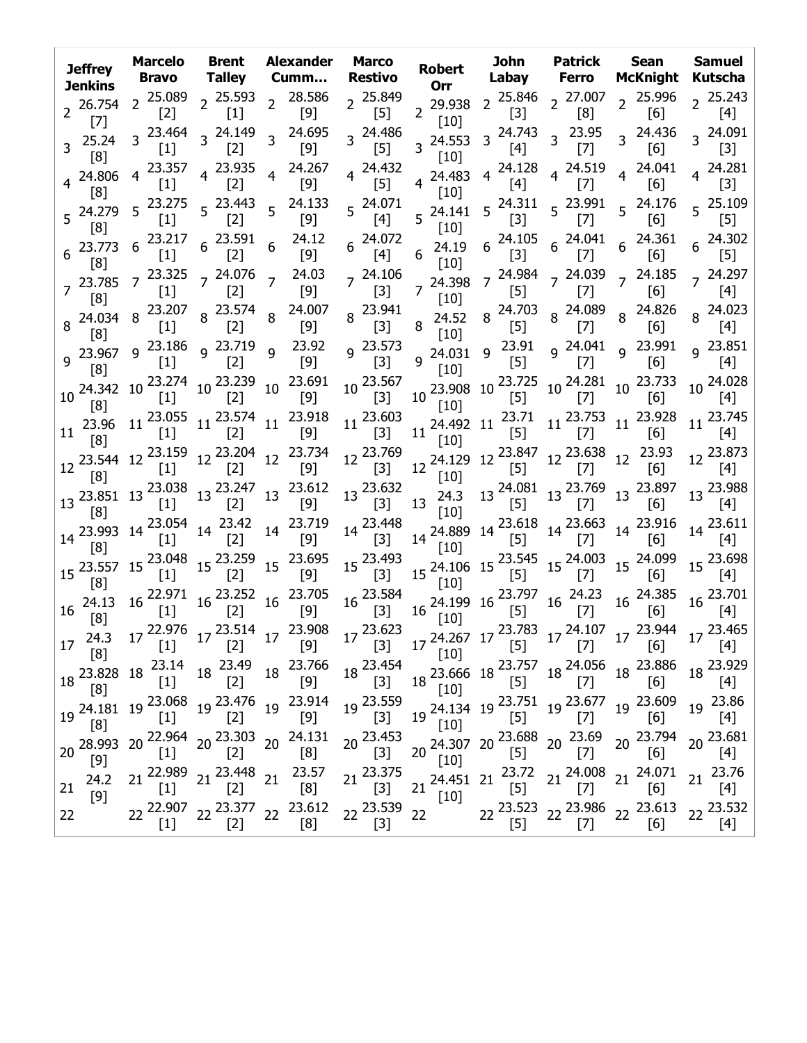| Jeffrey Jenkins | Marcelo Bravo | Brent Talley | Alexander Cumm… | Marco Restivo | Robert Orr | John Labay | Patrick Ferro | Sean McKnight | Samuel Kutscha |
|---|---|---|---|---|---|---|---|---|---|
| 2 26.754 [7] | 2 25.089 [2] | 2 25.593 [1] | 2 28.586 [9] | 2 25.849 [5] | 2 29.938 [10] | 2 25.846 [3] | 2 27.007 [8] | 2 25.996 [6] | 2 25.243 [4] |
| 3 25.24 [8] | 3 23.464 [1] | 3 24.149 [2] | 3 24.695 [9] | 3 24.486 [5] | 3 24.553 [10] | 3 24.743 [4] | 3 23.95 [7] | 3 24.436 [6] | 3 24.091 [3] |
| 4 24.806 [8] | 4 23.357 [1] | 4 23.935 [2] | 4 24.267 [9] | 4 24.432 [5] | 4 24.483 [10] | 4 24.128 [4] | 4 24.519 [7] | 4 24.041 [6] | 4 24.281 [3] |
| 5 24.279 [8] | 5 23.275 [1] | 5 23.443 [2] | 5 24.133 [9] | 5 24.071 [4] | 5 24.141 [10] | 5 24.311 [3] | 5 23.991 [7] | 5 24.176 [6] | 5 25.109 [5] |
| 6 23.773 [8] | 6 23.217 [1] | 6 23.591 [2] | 6 24.12 [9] | 6 24.072 [4] | 6 24.19 [10] | 6 24.105 [3] | 6 24.041 [7] | 6 24.361 [6] | 6 24.302 [5] |
| 7 23.785 [8] | 7 23.325 [1] | 7 24.076 [2] | 7 24.03 [9] | 7 24.106 [3] | 7 24.398 [10] | 7 24.984 [5] | 7 24.039 [7] | 7 24.185 [6] | 7 24.297 [4] |
| 8 24.034 [8] | 8 23.207 [1] | 8 23.574 [2] | 8 24.007 [9] | 8 23.941 [3] | 8 24.52 [10] | 8 24.703 [5] | 8 24.089 [7] | 8 24.826 [6] | 8 24.023 [4] |
| 9 23.967 [8] | 9 23.186 [1] | 9 23.719 [2] | 9 23.92 [9] | 9 23.573 [3] | 9 24.031 [10] | 9 23.91 [5] | 9 24.041 [7] | 9 23.991 [6] | 9 23.851 [4] |
| 10 24.342 [8] | 10 23.274 [1] | 10 23.239 [2] | 10 23.691 [9] | 10 23.567 [3] | 10 23.908 [10] | 10 23.725 [5] | 10 24.281 [7] | 10 23.733 [6] | 10 24.028 [4] |
| 11 23.96 [8] | 11 23.055 [1] | 11 23.574 [2] | 11 23.918 [9] | 11 23.603 [3] | 11 24.492 [10] | 11 23.71 [5] | 11 23.753 [7] | 11 23.928 [6] | 11 23.745 [4] |
| 12 23.544 [8] | 12 23.159 [1] | 12 23.204 [2] | 12 23.734 [9] | 12 23.769 [3] | 12 24.129 [10] | 12 23.847 [5] | 12 23.638 [7] | 12 23.93 [6] | 12 23.873 [4] |
| 13 23.851 [8] | 13 23.038 [1] | 13 23.247 [2] | 13 23.612 [9] | 13 23.632 [3] | 13 24.3 [10] | 13 24.081 [5] | 13 23.769 [7] | 13 23.897 [6] | 13 23.988 [4] |
| 14 23.993 [8] | 14 23.054 [1] | 14 23.42 [2] | 14 23.719 [9] | 14 23.448 [3] | 14 24.889 [10] | 14 23.618 [5] | 14 23.663 [7] | 14 23.916 [6] | 14 23.611 [4] |
| 15 23.557 [8] | 15 23.048 [1] | 15 23.259 [2] | 15 23.695 [9] | 15 23.493 [3] | 15 24.106 [10] | 15 23.545 [5] | 15 24.003 [7] | 15 24.099 [6] | 15 23.698 [4] |
| 16 24.13 [8] | 16 22.971 [1] | 16 23.252 [2] | 16 23.705 [9] | 16 23.584 [3] | 16 24.199 [10] | 16 23.797 [5] | 16 24.23 [7] | 16 24.385 [6] | 16 23.701 [4] |
| 17 24.3 [8] | 17 22.976 [1] | 17 23.514 [2] | 17 23.908 [9] | 17 23.623 [3] | 17 24.267 [10] | 17 23.783 [5] | 17 24.107 [7] | 17 23.944 [6] | 17 23.465 [4] |
| 18 23.828 [8] | 18 23.14 [1] | 18 23.49 [2] | 18 23.766 [9] | 18 23.454 [3] | 18 23.666 [10] | 18 23.757 [5] | 18 24.056 [7] | 18 23.886 [6] | 18 23.929 [4] |
| 19 24.181 [8] | 19 23.068 [1] | 19 23.476 [2] | 19 23.914 [9] | 19 23.559 [3] | 19 24.134 [10] | 19 23.751 [5] | 19 23.677 [7] | 19 23.609 [6] | 19 23.86 [4] |
| 20 28.993 [9] | 20 22.964 [1] | 20 23.303 [2] | 20 24.131 [8] | 20 23.453 [3] | 20 24.307 [10] | 20 23.688 [5] | 20 23.69 [7] | 20 23.794 [6] | 20 23.681 [4] |
| 21 24.2 [9] | 21 22.989 [1] | 21 23.448 [2] | 21 23.57 [8] | 21 23.375 [3] | 21 24.451 [10] | 21 23.72 [5] | 21 24.008 [7] | 21 24.071 [6] | 21 23.76 [4] |
| 22 | 22 22.907 [1] | 22 23.377 [2] | 22 23.612 [8] | 22 23.539 [3] | 22 | 22 23.523 [5] | 22 23.986 [7] | 22 23.613 [6] | 22 23.532 [4] |